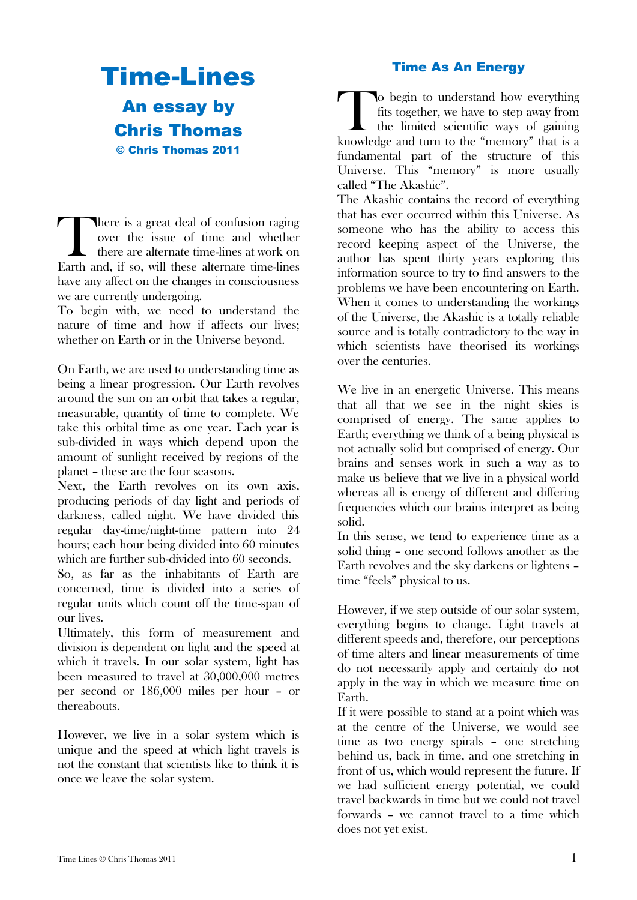# Time-Lines

## An essay by Chris Thomas

**© Chris Thomas 2011**

There is a great deal of confusion raging over the issue of time and whether there are alternate time-lines at work on Earth and, if so, will these alternate time-lines have any affect on the changes in consciousness we are currently undergoing.

To begin with, we need to understand the nature of time and how if affects our lives; whether on Earth or in the Universe beyond.

On Earth, we are used to understanding time as being a linear progression. Our Earth revolves around the sun on an orbit that takes a regular, measurable, quantity of time to complete. We take this orbital time as one year. Each year is sub-divided in ways which depend upon the amount of sunlight received by regions of the planet – these are the four seasons.

Next, the Earth revolves on its own axis, producing periods of day light and periods of darkness, called night. We have divided this regular day-time/night-time pattern into 24 hours; each hour being divided into 60 minutes which are further sub-divided into 60 seconds.

So, as far as the inhabitants of Earth are concerned, time is divided into a series of regular units which count off the time-span of our lives.

Ultimately, this form of measurement and division is dependent on light and the speed at which it travels. In our solar system, light has been measured to travel at 30,000,000 metres per second or 186,000 miles per hour – or thereabouts.

However, we live in a solar system which is unique and the speed at which light travels is not the constant that scientists like to think it is once we leave the solar system.

## Time As An Energy

To begin to understand how everything fits together, we have to step away from the limited scientific ways of gaining knowledge and turn to the "memory" that is a fundamental part of the structure of this Universe. This "memory" is more usually called "The Akashic".

The Akashic contains the record of everything that has ever occurred within this Universe. As someone who has the ability to access this record keeping aspect of the Universe, the author has spent thirty years exploring this information source to try to find answers to the problems we have been encountering on Earth. When it comes to understanding the workings of the Universe, the Akashic is a totally reliable source and is totally contradictory to the way in which scientists have theorised its workings over the centuries.

We live in an energetic Universe. This means that all that we see in the night skies is comprised of energy. The same applies to Earth; everything we think of a being physical is not actually solid but comprised of energy. Our brains and senses work in such a way as to make us believe that we live in a physical world whereas all is energy of different and differing frequencies which our brains interpret as being solid.

In this sense, we tend to experience time as a solid thing – one second follows another as the Earth revolves and the sky darkens or lightens – time "feels" physical to us.

However, if we step outside of our solar system, everything begins to change. Light travels at different speeds and, therefore, our perceptions of time alters and linear measurements of time do not necessarily apply and certainly do not apply in the way in which we measure time on Earth.

If it were possible to stand at a point which was at the centre of the Universe, we would see time as two energy spirals – one stretching behind us, back in time, and one stretching in front of us, which would represent the future. If we had sufficient energy potential, we could travel backwards in time but we could not travel forwards – we cannot travel to a time which does not yet exist.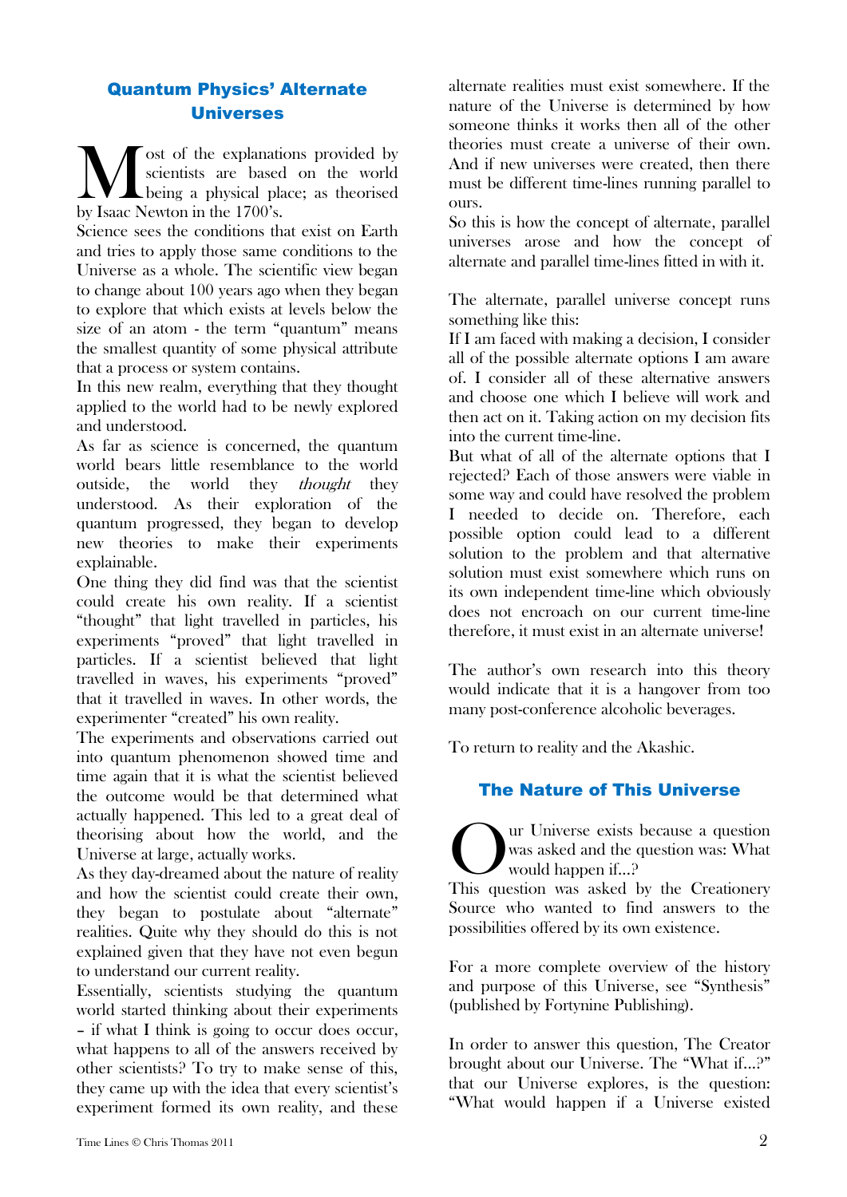## Quantum Physics' Alternate Universes

Most of the explanations provided by scientists are based on the world being a physical place; as theorised by Isaac Newton in the 1700's.

Science sees the conditions that exist on Earth and tries to apply those same conditions to the Universe as a whole. The scientific view began to change about 100 years ago when they began to explore that which exists at levels below the size of an atom - the term "quantum" means the smallest quantity of some physical attribute that a process or system contains.

In this new realm, everything that they thought applied to the world had to be newly explored and understood.

As far as science is concerned, the quantum world bears little resemblance to the world outside, the world they *thought* they understood. As their exploration of the quantum progressed, they began to develop new theories to make their experiments explainable.

One thing they did find was that the scientist could create his own reality. If a scientist "thought" that light travelled in particles, his experiments "proved" that light travelled in particles. If a scientist believed that light travelled in waves, his experiments "proved" that it travelled in waves. In other words, the experimenter "created" his own reality.

The experiments and observations carried out into quantum phenomenon showed time and time again that it is what the scientist believed the outcome would be that determined what actually happened. This led to a great deal of theorising about how the world, and the Universe at large, actually works.

As they day-dreamed about the nature of reality and how the scientist could create their own, they began to postulate about "alternate" realities. Quite why they should do this is not explained given that they have not even begun to understand our current reality.

Essentially, scientists studying the quantum world started thinking about their experiments – if what I think is going to occur does occur, what happens to all of the answers received by other scientists? To try to make sense of this, they came up with the idea that every scientist's experiment formed its own reality, and these alternate realities must exist somewhere. If the nature of the Universe is determined by how someone thinks it works then all of the other theories must create a universe of their own. And if new universes were created, then there must be different time-lines running parallel to ours.

So this is how the concept of alternate, parallel universes arose and how the concept of alternate and parallel time-lines fitted in with it.

The alternate, parallel universe concept runs something like this:

If I am faced with making a decision, I consider all of the possible alternate options I am aware of. I consider all of these alternative answers and choose one which I believe will work and then act on it. Taking action on my decision fits into the current time-line.

But what of all of the alternate options that I rejected? Each of those answers were viable in some way and could have resolved the problem I needed to decide on. Therefore, each possible option could lead to a different solution to the problem and that alternative solution must exist somewhere which runs on its own independent time-line which obviously does not encroach on our current time-line therefore, it must exist in an alternate universe!

The author's own research into this theory would indicate that it is a hangover from too many post-conference alcoholic beverages.

To return to reality and the Akashic.

## The Nature of This Universe

Our Universe exists because a question was asked and the question was: What would happen if...?

This question was asked by the Creationery Source who wanted to find answers to the possibilities offered by its own existence.

For a more complete overview of the history and purpose of this Universe, see "Synthesis" (published by Fortynine Publishing).

In order to answer this question, The Creator brought about our Universe. The "What if...?" that our Universe explores, is the question: "What would happen if a Universe existed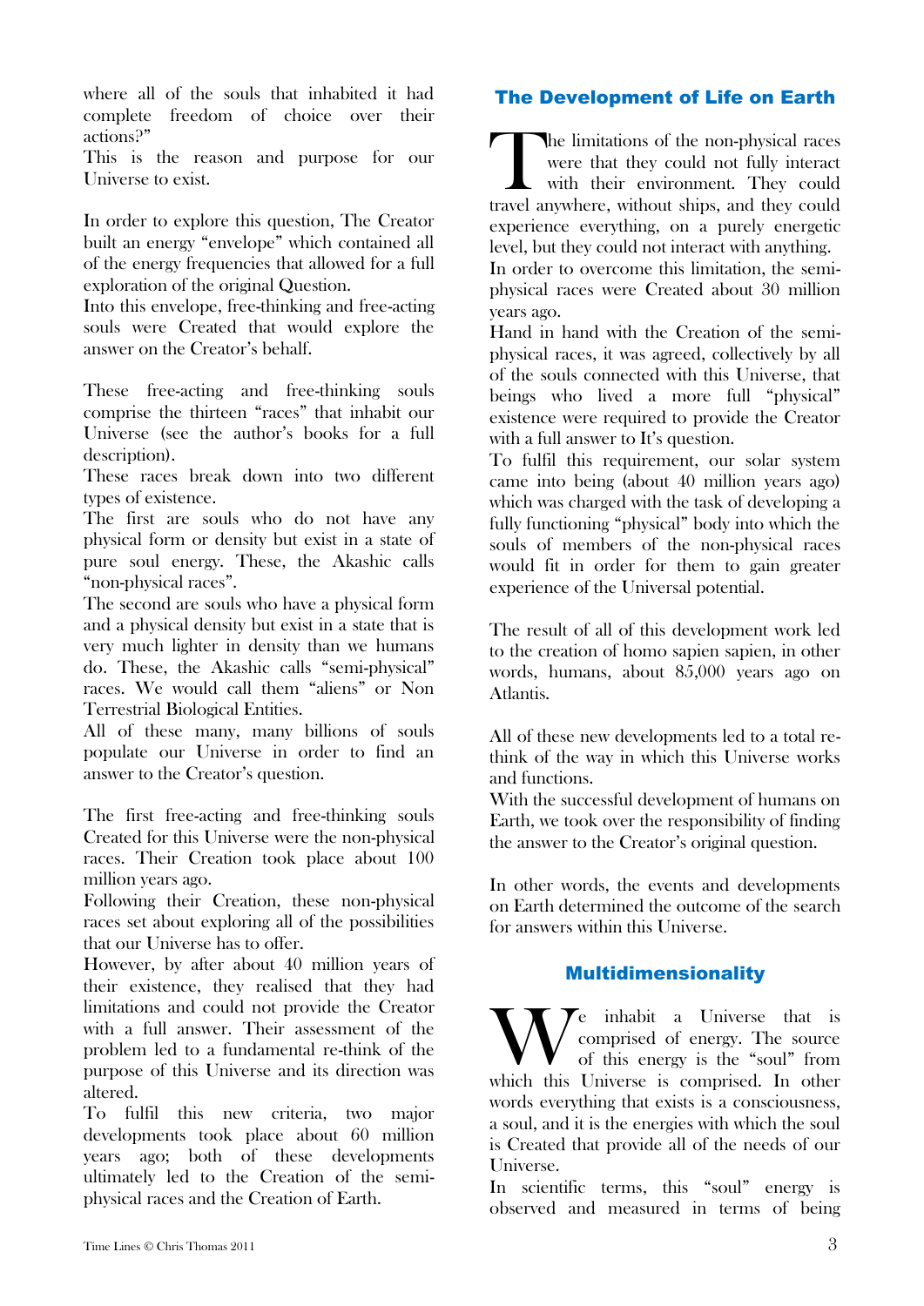where all of the souls that inhabited it had complete freedom of choice over their actions?"

This is the reason and purpose for our Universe to exist.

In order to explore this question, The Creator built an energy "envelope" which contained all of the energy frequencies that allowed for a full exploration of the original Question.

Into this envelope, free-thinking and free-acting souls were Created that would explore the answer on the Creator's behalf.

These free-acting and free-thinking souls comprise the thirteen "races" that inhabit our Universe (see the author's books for a full description).

These races break down into two different types of existence.

The first are souls who do not have any physical form or density but exist in a state of pure soul energy. These, the Akashic calls "non-physical races".

The second are souls who have a physical form and a physical density but exist in a state that is very much lighter in density than we humans do. These, the Akashic calls "semi-physical" races. We would call them "aliens" or Non Terrestrial Biological Entities.

All of these many, many billions of souls populate our Universe in order to find an answer to the Creator's question.

The first free-acting and free-thinking souls Created for this Universe were the non-physical races. Their Creation took place about 100 million years ago.

Following their Creation, these non-physical races set about exploring all of the possibilities that our Universe has to offer.

However, by after about 40 million years of their existence, they realised that they had limitations and could not provide the Creator with a full answer. Their assessment of the problem led to a fundamental re-think of the purpose of this Universe and its direction was altered.

To fulfil this new criteria, two major developments took place about 60 million years ago; both of these developments ultimately led to the Creation of the semi-physical races and the Creation of Earth.

## The Development of Life on Earth

The limitations of the non-physical races were that they could not fully interact with their environment. They could travel anywhere, without ships, and they could experience everything, on a purely energetic level, but they could not interact with anything.

In order to overcome this limitation, the semi-physical races were Created about 30 million years ago.

Hand in hand with the Creation of the semi-physical races, it was agreed, collectively by all of the souls connected with this Universe, that beings who lived a more full "physical" existence were required to provide the Creator with a full answer to It's question.

To fulfil this requirement, our solar system came into being (about 40 million years ago) which was charged with the task of developing a fully functioning "physical" body into which the souls of members of the non-physical races would fit in order for them to gain greater experience of the Universal potential.

The result of all of this development work led to the creation of homo sapien sapien, in other words, humans, about 85,000 years ago on Atlantis.

All of these new developments led to a total re-think of the way in which this Universe works and functions.

With the successful development of humans on Earth, we took over the responsibility of finding the answer to the Creator's original question.

In other words, the events and developments on Earth determined the outcome of the search for answers within this Universe.

## Multidimensionality

We inhabit a Universe that is comprised of energy. The source of this energy is the "soul" from which this Universe is comprised. In other words everything that exists is a consciousness, a soul, and it is the energies with which the soul is Created that provide all of the needs of our Universe.

In scientific terms, this "soul" energy is observed and measured in terms of being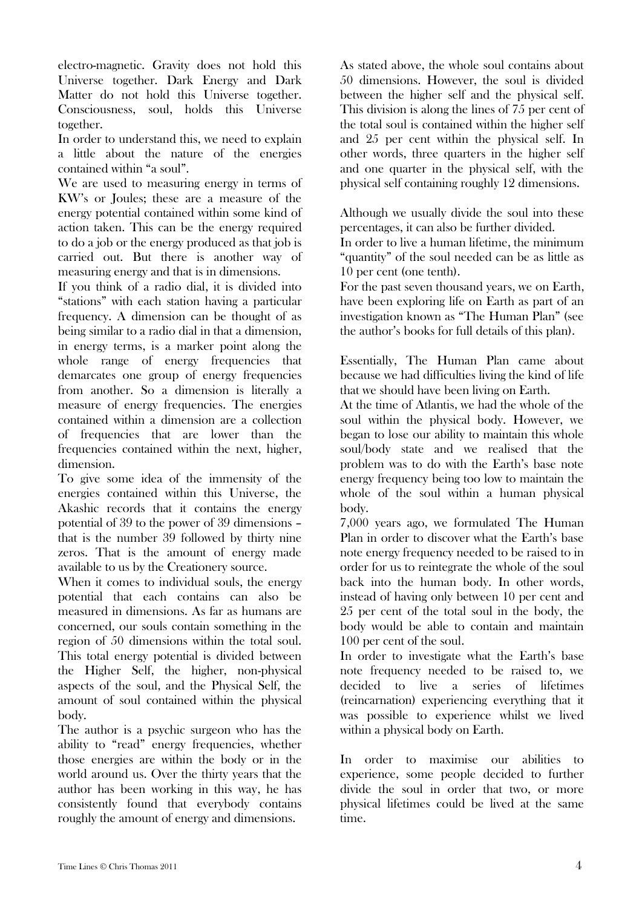electro-magnetic. Gravity does not hold this Universe together. Dark Energy and Dark Matter do not hold this Universe together. Consciousness, soul, holds this Universe together.

In order to understand this, we need to explain a little about the nature of the energies contained within "a soul".

We are used to measuring energy in terms of KW's or Joules; these are a measure of the energy potential contained within some kind of action taken. This can be the energy required to do a job or the energy produced as that job is carried out. But there is another way of measuring energy and that is in dimensions.

If you think of a radio dial, it is divided into "stations" with each station having a particular frequency. A dimension can be thought of as being similar to a radio dial in that a dimension, in energy terms, is a marker point along the whole range of energy frequencies that demarcates one group of energy frequencies from another. So a dimension is literally a measure of energy frequencies. The energies contained within a dimension are a collection of frequencies that are lower than the frequencies contained within the next, higher, dimension.

To give some idea of the immensity of the energies contained within this Universe, the Akashic records that it contains the energy potential of 39 to the power of 39 dimensions – that is the number 39 followed by thirty nine zeros. That is the amount of energy made available to us by the Creationery source.

When it comes to individual souls, the energy potential that each contains can also be measured in dimensions. As far as humans are concerned, our souls contain something in the region of 50 dimensions within the total soul. This total energy potential is divided between the Higher Self, the higher, non-physical aspects of the soul, and the Physical Self, the amount of soul contained within the physical body.

The author is a psychic surgeon who has the ability to "read" energy frequencies, whether those energies are within the body or in the world around us. Over the thirty years that the author has been working in this way, he has consistently found that everybody contains roughly the amount of energy and dimensions.

As stated above, the whole soul contains about 50 dimensions. However, the soul is divided between the higher self and the physical self. This division is along the lines of 75 per cent of the total soul is contained within the higher self and 25 per cent within the physical self. In other words, three quarters in the higher self and one quarter in the physical self, with the physical self containing roughly 12 dimensions.

Although we usually divide the soul into these percentages, it can also be further divided.

In order to live a human lifetime, the minimum "quantity" of the soul needed can be as little as 10 per cent (one tenth).

For the past seven thousand years, we on Earth, have been exploring life on Earth as part of an investigation known as "The Human Plan" (see the author's books for full details of this plan).

Essentially, The Human Plan came about because we had difficulties living the kind of life that we should have been living on Earth.

At the time of Atlantis, we had the whole of the soul within the physical body. However, we began to lose our ability to maintain this whole soul/body state and we realised that the problem was to do with the Earth's base note energy frequency being too low to maintain the whole of the soul within a human physical body.

7,000 years ago, we formulated The Human Plan in order to discover what the Earth's base note energy frequency needed to be raised to in order for us to reintegrate the whole of the soul back into the human body. In other words, instead of having only between 10 per cent and 25 per cent of the total soul in the body, the body would be able to contain and maintain 100 per cent of the soul.

In order to investigate what the Earth's base note frequency needed to be raised to, we decided to live a series of lifetimes (reincarnation) experiencing everything that it was possible to experience whilst we lived within a physical body on Earth.

In order to maximise our abilities to experience, some people decided to further divide the soul in order that two, or more physical lifetimes could be lived at the same time.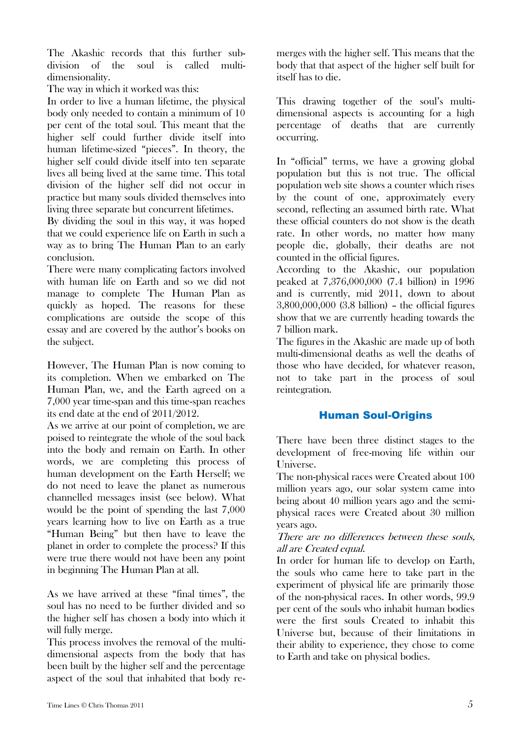The Akashic records that this further sub-division of the soul is called multi-dimensionality.

The way in which it worked was this:

In order to live a human lifetime, the physical body only needed to contain a minimum of 10 per cent of the total soul. This meant that the higher self could further divide itself into human lifetime-sized "pieces". In theory, the higher self could divide itself into ten separate lives all being lived at the same time. This total division of the higher self did not occur in practice but many souls divided themselves into living three separate but concurrent lifetimes.

By dividing the soul in this way, it was hoped that we could experience life on Earth in such a way as to bring The Human Plan to an early conclusion.

There were many complicating factors involved with human life on Earth and so we did not manage to complete The Human Plan as quickly as hoped. The reasons for these complications are outside the scope of this essay and are covered by the author's books on the subject.

However, The Human Plan is now coming to its completion. When we embarked on The Human Plan, we, and the Earth agreed on a 7,000 year time-span and this time-span reaches its end date at the end of 2011/2012.

As we arrive at our point of completion, we are poised to reintegrate the whole of the soul back into the body and remain on Earth. In other words, we are completing this process of human development on the Earth Herself; we do not need to leave the planet as numerous channelled messages insist (see below). What would be the point of spending the last 7,000 years learning how to live on Earth as a true "Human Being" but then have to leave the planet in order to complete the process? If this were true there would not have been any point in beginning The Human Plan at all.

As we have arrived at these "final times", the soul has no need to be further divided and so the higher self has chosen a body into which it will fully merge.

This process involves the removal of the multi-dimensional aspects from the body that has been built by the higher self and the percentage aspect of the soul that inhabited that body re-merges with the higher self. This means that the body that that aspect of the higher self built for itself has to die.

This drawing together of the soul's multi-dimensional aspects is accounting for a high percentage of deaths that are currently occurring.

In "official" terms, we have a growing global population but this is not true. The official population web site shows a counter which rises by the count of one, approximately every second, reflecting an assumed birth rate. What these official counters do not show is the death rate. In other words, no matter how many people die, globally, their deaths are not counted in the official figures.

According to the Akashic, our population peaked at 7,376,000,000 (7.4 billion) in 1996 and is currently, mid 2011, down to about 3,800,000,000 (3.8 billion) – the official figures show that we are currently heading towards the 7 billion mark.

The figures in the Akashic are made up of both multi-dimensional deaths as well the deaths of those who have decided, for whatever reason, not to take part in the process of soul reintegration.

## Human Soul-Origins

There have been three distinct stages to the development of free-moving life within our Universe.

The non-physical races were Created about 100 million years ago, our solar system came into being about 40 million years ago and the semi-physical races were Created about 30 million years ago.

*There are no differences between these souls, all are Created equal.*

In order for human life to develop on Earth, the souls who came here to take part in the experiment of physical life are primarily those of the non-physical races. In other words, 99.9 per cent of the souls who inhabit human bodies were the first souls Created to inhabit this Universe but, because of their limitations in their ability to experience, they chose to come to Earth and take on physical bodies.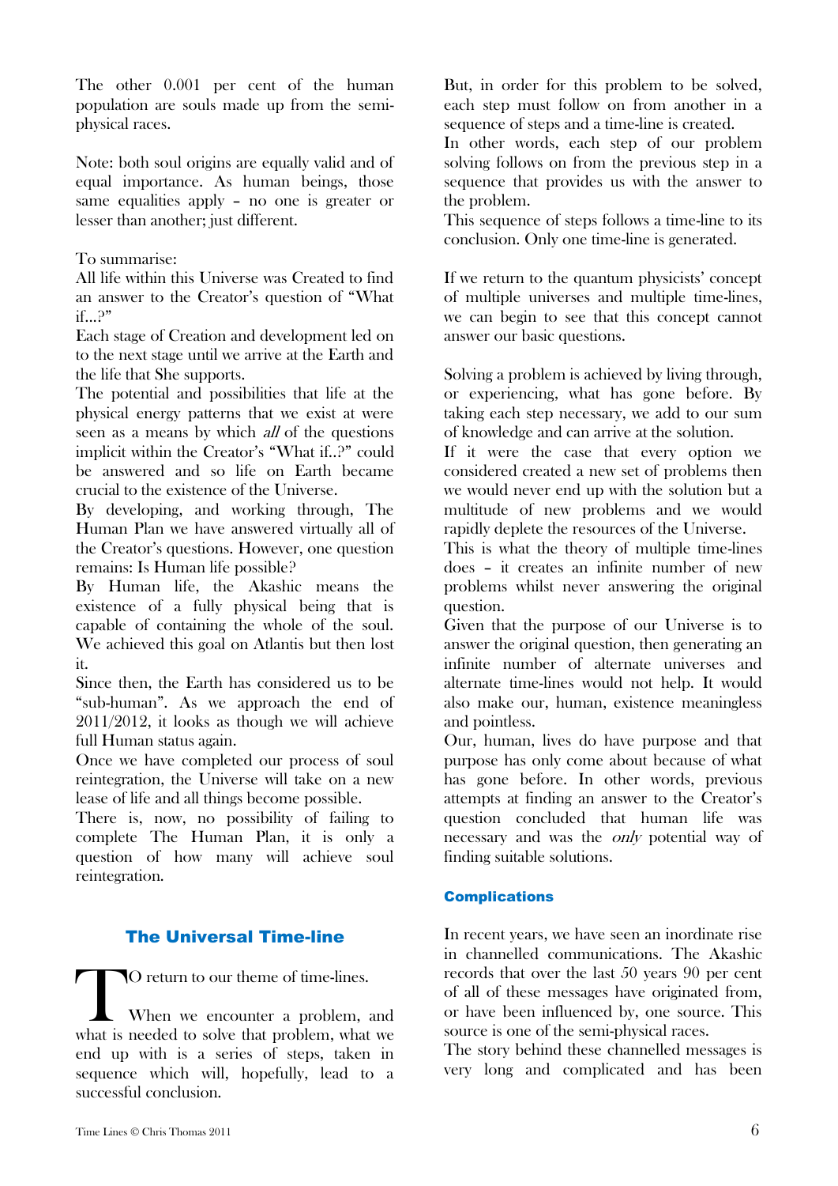The other 0.001 per cent of the human population are souls made up from the semi-physical races.

Note: both soul origins are equally valid and of equal importance. As human beings, those same equalities apply – no one is greater or lesser than another; just different.

To summarise:

All life within this Universe was Created to find an answer to the Creator's question of "What if…?"

Each stage of Creation and development led on to the next stage until we arrive at the Earth and the life that She supports.

The potential and possibilities that life at the physical energy patterns that we exist at were seen as a means by which *all* of the questions implicit within the Creator's "What if..?" could be answered and so life on Earth became crucial to the existence of the Universe.

By developing, and working through, The Human Plan we have answered virtually all of the Creator's questions. However, one question remains: Is Human life possible?

By Human life, the Akashic means the existence of a fully physical being that is capable of containing the whole of the soul. We achieved this goal on Atlantis but then lost it.

Since then, the Earth has considered us to be "sub-human". As we approach the end of 2011/2012, it looks as though we will achieve full Human status again.

Once we have completed our process of soul reintegration, the Universe will take on a new lease of life and all things become possible.

There is, now, no possibility of failing to complete The Human Plan, it is only a question of how many will achieve soul reintegration.

## The Universal Time-line

TO return to our theme of time-lines.

When we encounter a problem, and what is needed to solve that problem, what we end up with is a series of steps, taken in sequence which will, hopefully, lead to a successful conclusion.

But, in order for this problem to be solved, each step must follow on from another in a sequence of steps and a time-line is created.

In other words, each step of our problem solving follows on from the previous step in a sequence that provides us with the answer to the problem.

This sequence of steps follows a time-line to its conclusion. Only one time-line is generated.

If we return to the quantum physicists' concept of multiple universes and multiple time-lines, we can begin to see that this concept cannot answer our basic questions.

Solving a problem is achieved by living through, or experiencing, what has gone before. By taking each step necessary, we add to our sum of knowledge and can arrive at the solution.

If it were the case that every option we considered created a new set of problems then we would never end up with the solution but a multitude of new problems and we would rapidly deplete the resources of the Universe.

This is what the theory of multiple time-lines does – it creates an infinite number of new problems whilst never answering the original question.

Given that the purpose of our Universe is to answer the original question, then generating an infinite number of alternate universes and alternate time-lines would not help. It would also make our, human, existence meaningless and pointless.

Our, human, lives do have purpose and that purpose has only come about because of what has gone before. In other words, previous attempts at finding an answer to the Creator's question concluded that human life was necessary and was the *only* potential way of finding suitable solutions.

### Complications

In recent years, we have seen an inordinate rise in channelled communications. The Akashic records that over the last 50 years 90 per cent of all of these messages have originated from, or have been influenced by, one source. This source is one of the semi-physical races.

The story behind these channelled messages is very long and complicated and has been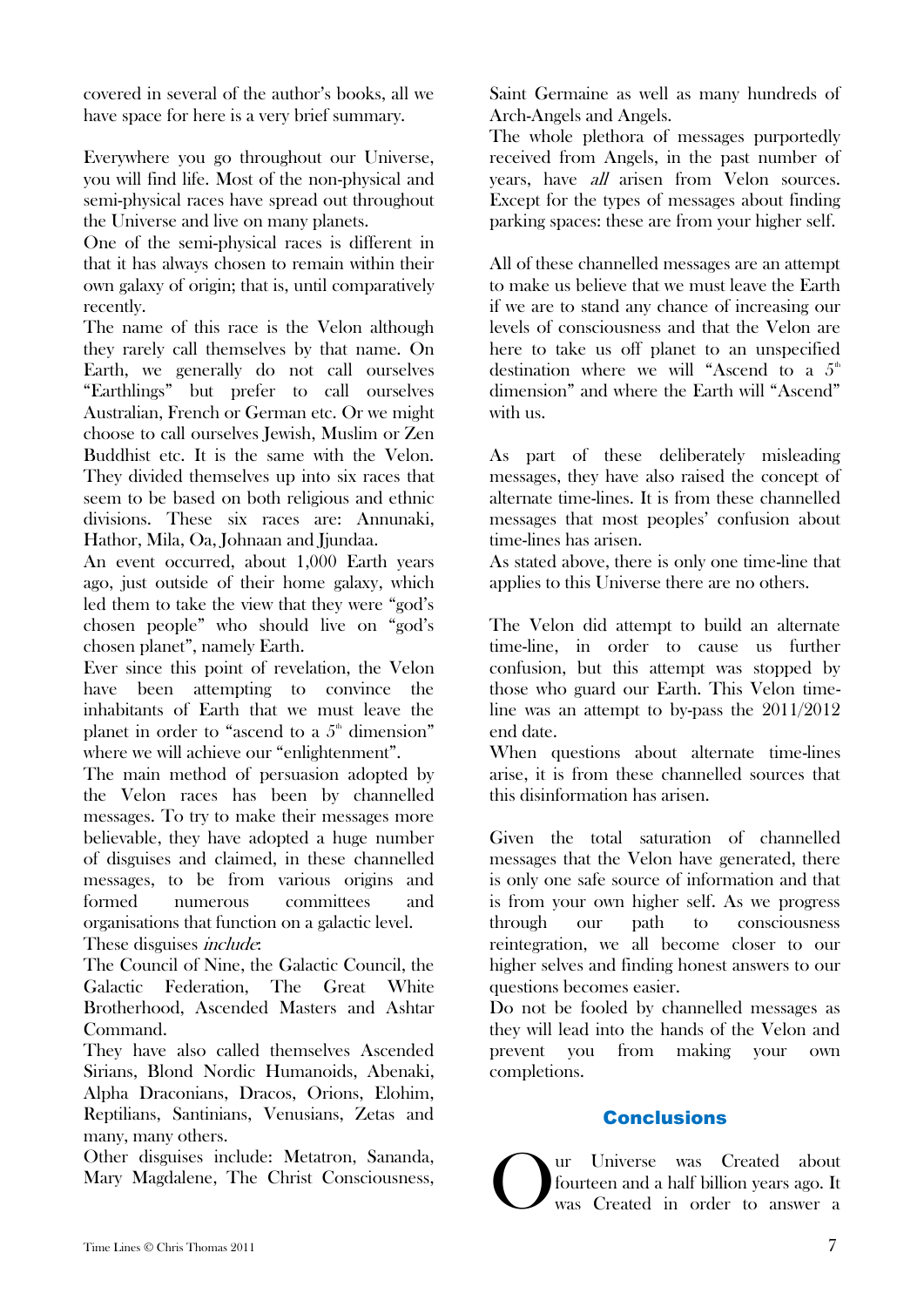covered in several of the author's books, all we have space for here is a very brief summary.

Everywhere you go throughout our Universe, you will find life. Most of the non-physical and semi-physical races have spread out throughout the Universe and live on many planets.

One of the semi-physical races is different in that it has always chosen to remain within their own galaxy of origin; that is, until comparatively recently.

The name of this race is the Velon although they rarely call themselves by that name. On Earth, we generally do not call ourselves "Earthlings" but prefer to call ourselves Australian, French or German etc. Or we might choose to call ourselves Jewish, Muslim or Zen Buddhist etc. It is the same with the Velon. They divided themselves up into six races that seem to be based on both religious and ethnic divisions. These six races are: Annunaki, Hathor, Mila, Oa, Johnaan and Jjundaa.

An event occurred, about 1,000 Earth years ago, just outside of their home galaxy, which led them to take the view that they were "god's chosen people" who should live on "god's chosen planet", namely Earth.

Ever since this point of revelation, the Velon have been attempting to convince the inhabitants of Earth that we must leave the planet in order to "ascend to a 5th dimension" where we will achieve our "enlightenment".

The main method of persuasion adopted by the Velon races has been by channelled messages. To try to make their messages more believable, they have adopted a huge number of disguises and claimed, in these channelled messages, to be from various origins and formed numerous committees and organisations that function on a galactic level.

These disguises *include*:

The Council of Nine, the Galactic Council, the Galactic Federation, The Great White Brotherhood, Ascended Masters and Ashtar Command.

They have also called themselves Ascended Sirians, Blond Nordic Humanoids, Abenaki, Alpha Draconians, Dracos, Orions, Elohim, Reptilians, Santinians, Venusians, Zetas and many, many others.

Other disguises include: Metatron, Sananda, Mary Magdalene, The Christ Consciousness, Saint Germaine as well as many hundreds of Arch-Angels and Angels.

The whole plethora of messages purportedly received from Angels, in the past number of years, have *all* arisen from Velon sources. Except for the types of messages about finding parking spaces: these are from your higher self.

All of these channelled messages are an attempt to make us believe that we must leave the Earth if we are to stand any chance of increasing our levels of consciousness and that the Velon are here to take us off planet to an unspecified destination where we will "Ascend to a 5th dimension" and where the Earth will "Ascend" with us.

As part of these deliberately misleading messages, they have also raised the concept of alternate time-lines. It is from these channelled messages that most peoples' confusion about time-lines has arisen.

As stated above, there is only one time-line that applies to this Universe there are no others.

The Velon did attempt to build an alternate time-line, in order to cause us further confusion, but this attempt was stopped by those who guard our Earth. This Velon time-line was an attempt to by-pass the 2011/2012 end date.

When questions about alternate time-lines arise, it is from these channelled sources that this disinformation has arisen.

Given the total saturation of channelled messages that the Velon have generated, there is only one safe source of information and that is from your own higher self. As we progress through our path to consciousness reintegration, we all become closer to our higher selves and finding honest answers to our questions becomes easier.

Do not be fooled by channelled messages as they will lead into the hands of the Velon and prevent you from making your own completions.

## Conclusions

Our Universe was Created about fourteen and a half billion years ago. It was Created in order to answer a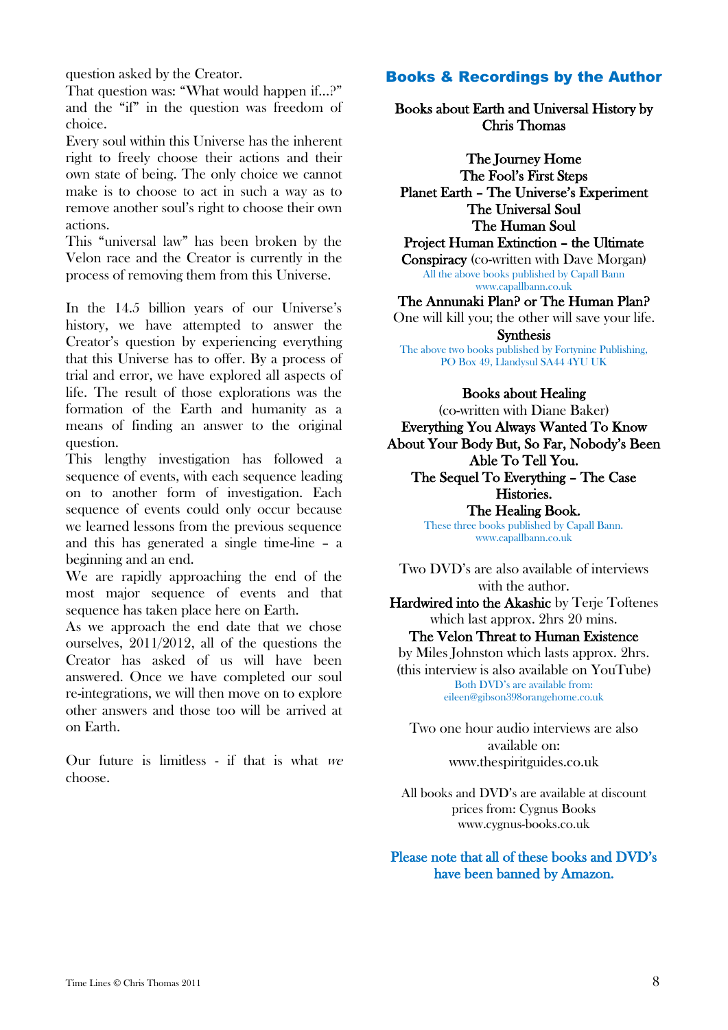question asked by the Creator.
That question was: "What would happen if…?" and the "if" in the question was freedom of choice.
Every soul within this Universe has the inherent right to freely choose their actions and their own state of being. The only choice we cannot make is to choose to act in such a way as to remove another soul's right to choose their own actions.
This "universal law" has been broken by the Velon race and the Creator is currently in the process of removing them from this Universe.

In the 14.5 billion years of our Universe's history, we have attempted to answer the Creator's question by experiencing everything that this Universe has to offer. By a process of trial and error, we have explored all aspects of life. The result of those explorations was the formation of the Earth and humanity as a means of finding an answer to the original question.
This lengthy investigation has followed a sequence of events, with each sequence leading on to another form of investigation. Each sequence of events could only occur because we learned lessons from the previous sequence and this has generated a single time-line – a beginning and an end.
We are rapidly approaching the end of the most major sequence of events and that sequence has taken place here on Earth.
As we approach the end date that we chose ourselves, 2011/2012, all of the questions the Creator has asked of us will have been answered. Once we have completed our soul re-integrations, we will then move on to explore other answers and those too will be arrived at on Earth.

Our future is limitless - if that is what *we* choose.

## Books & Recordings by the Author

**Books about Earth and Universal History by Chris Thomas**

**The Journey Home**
**The Fool's First Steps**
**Planet Earth – The Universe's Experiment**
**The Universal Soul**
**The Human Soul**
**Project Human Extinction – the Ultimate Conspiracy** (co-written with Dave Morgan)
All the above books published by Capall Bann
www.capallbann.co.uk

**The Annunaki Plan? or The Human Plan?**
One will kill you; the other will save your life.
**Synthesis**
The above two books published by Fortynine Publishing, PO Box 49, Llandysul SA44 4YU UK

**Books about Healing**
(co-written with Diane Baker)
**Everything You Always Wanted To Know About Your Body But, So Far, Nobody's Been Able To Tell You.**
**The Sequel To Everything – The Case Histories.**
**The Healing Book.**
These three books published by Capall Bann.
www.capallbann.co.uk

Two DVD's are also available of interviews with the author.
**Hardwired into the Akashic** by Terje Toftenes which last approx. 2hrs 20 mins.
**The Velon Threat to Human Existence**
by Miles Johnston which lasts approx. 2hrs.
(this interview is also available on YouTube)
Both DVD's are available from:
eileen@gibson398orangehome.co.uk

Two one hour audio interviews are also available on:
www.thespiritguides.co.uk

All books and DVD's are available at discount prices from: Cygnus Books
www.cygnus-books.co.uk

Please note that all of these books and DVD's have been banned by Amazon.